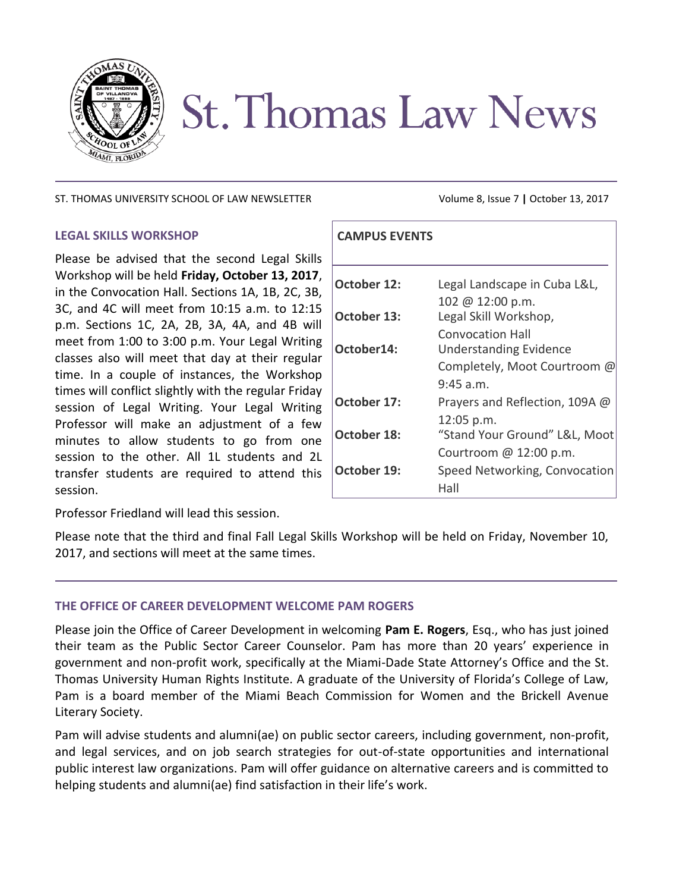# St. Thomas Law News

ST. THOMAS UNIVERSITY SCHOOL OF LAW NEWSLETTER

Volume 8, Issue 7 | October 13, 2017

## LEGAL SKILLS WORKSHOP

Please be advised that the second Legal Skills Workshop will be held **Friday, October 13, 2017**, in the Convocation Hall. Sections 1A, 1B, 2C, 3B, 3C, and 4C will meet from 10:15 a.m. to 12:15 p.m. Sections 1C, 2A, 2B, 3A, 4A, and 4B will meet from 1:00 to 3:00 p.m. Your Legal Writing classes also will meet that day at their regular time. In a couple of instances, the Workshop times will conflict slightly with the regular Friday session of Legal Writing. Your Legal Writing Professor will make an adjustment of a few minutes to allow students to go from one session to the other. All 1L students and 2L transfer students are required to attend this session.

Professor Friedland will lead this session.

Please note that the third and final Fall Legal Skills Workshop will be held on Friday, November 10, 2017, and sections will meet at the same times.

## CAMPUS EVENTS

| | |
|---|---|
| **October 12:** | Legal Landscape in Cuba L&L, 102 @ 12:00 p.m. |
| **October 13:** | Legal Skill Workshop, Convocation Hall |
| **October14:** | Understanding Evidence Completely, Moot Courtroom @ 9:45 a.m. |
| **October 17:** | Prayers and Reflection, 109A @ 12:05 p.m. |
| **October 18:** | "Stand Your Ground" L&L, Moot Courtroom @ 12:00 p.m. |
| **October 19:** | Speed Networking, Convocation Hall |

## THE OFFICE OF CAREER DEVELOPMENT WELCOME PAM ROGERS

Please join the Office of Career Development in welcoming **Pam E. Rogers**, Esq., who has just joined their team as the Public Sector Career Counselor. Pam has more than 20 years' experience in government and non-profit work, specifically at the Miami-Dade State Attorney's Office and the St. Thomas University Human Rights Institute. A graduate of the University of Florida's College of Law, Pam is a board member of the Miami Beach Commission for Women and the Brickell Avenue Literary Society.

Pam will advise students and alumni(ae) on public sector careers, including government, non-profit, and legal services, and on job search strategies for out-of-state opportunities and international public interest law organizations. Pam will offer guidance on alternative careers and is committed to helping students and alumni(ae) find satisfaction in their life's work.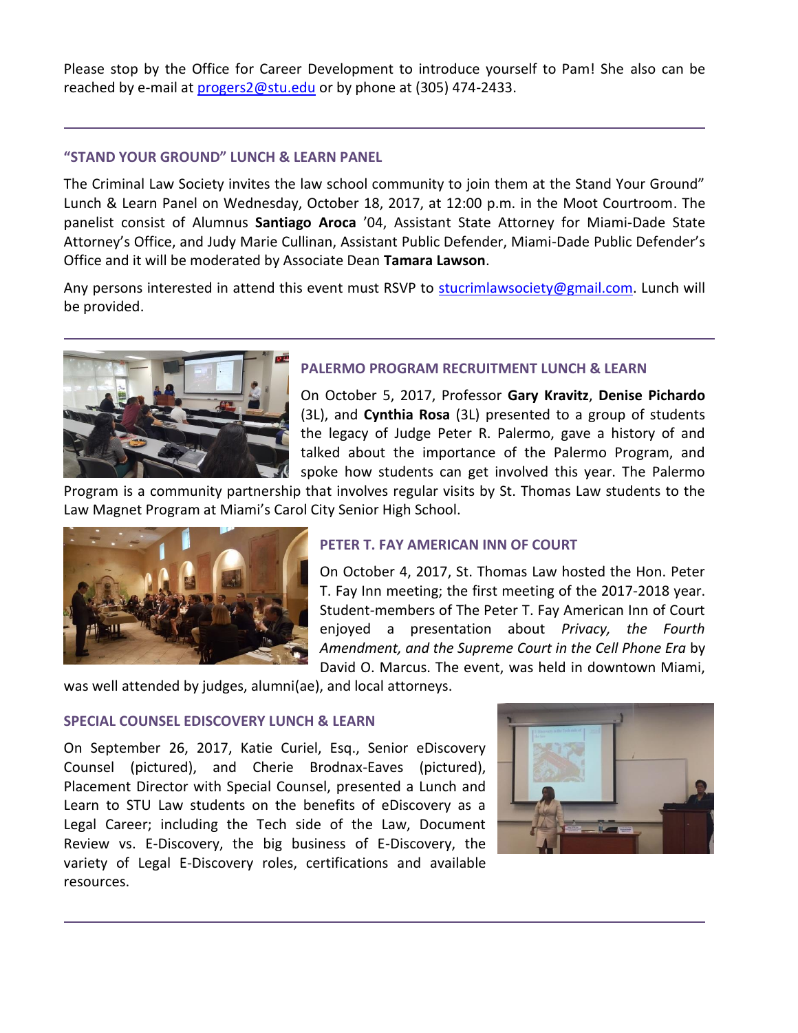Please stop by the Office for Career Development to introduce yourself to Pam! She also can be reached by e-mail at progers2@stu.edu or by phone at (305) 474-2433.

---

### "STAND YOUR GROUND" LUNCH & LEARN PANEL

The Criminal Law Society invites the law school community to join them at the Stand Your Ground" Lunch & Learn Panel on Wednesday, October 18, 2017, at 12:00 p.m. in the Moot Courtroom. The panelist consist of Alumnus **Santiago Aroca** '04, Assistant State Attorney for Miami-Dade State Attorney's Office, and Judy Marie Cullinan, Assistant Public Defender, Miami-Dade Public Defender's Office and it will be moderated by Associate Dean **Tamara Lawson**.

Any persons interested in attend this event must RSVP to stucrimlawsociety@gmail.com. Lunch will be provided.

---

### PALERMO PROGRAM RECRUITMENT LUNCH & LEARN

On October 5, 2017, Professor **Gary Kravitz**, **Denise Pichardo** (3L), and **Cynthia Rosa** (3L) presented to a group of students the legacy of Judge Peter R. Palermo, gave a history of and talked about the importance of the Palermo Program, and spoke how students can get involved this year. The Palermo Program is a community partnership that involves regular visits by St. Thomas Law students to the Law Magnet Program at Miami's Carol City Senior High School.

### PETER T. FAY AMERICAN INN OF COURT

On October 4, 2017, St. Thomas Law hosted the Hon. Peter T. Fay Inn meeting; the first meeting of the 2017-2018 year. Student-members of The Peter T. Fay American Inn of Court enjoyed a presentation about *Privacy, the Fourth Amendment, and the Supreme Court in the Cell Phone Era* by David O. Marcus. The event, was held in downtown Miami, was well attended by judges, alumni(ae), and local attorneys.

### SPECIAL COUNSEL EDISCOVERY LUNCH & LEARN

On September 26, 2017, Katie Curiel, Esq., Senior eDiscovery Counsel (pictured), and Cherie Brodnax-Eaves (pictured), Placement Director with Special Counsel, presented a Lunch and Learn to STU Law students on the benefits of eDiscovery as a Legal Career; including the Tech side of the Law, Document Review vs. E-Discovery, the big business of E-Discovery, the variety of Legal E-Discovery roles, certifications and available resources.

---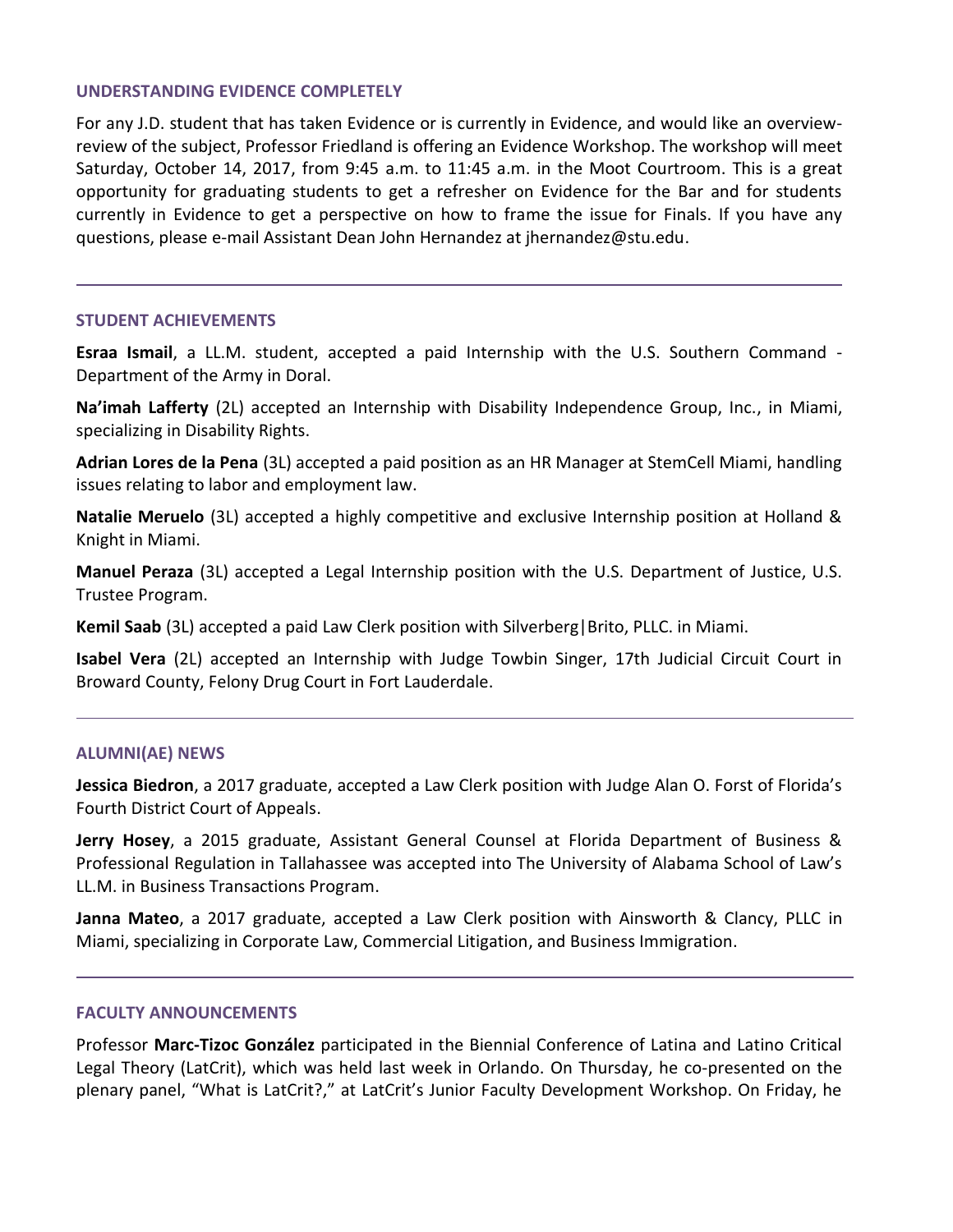## UNDERSTANDING EVIDENCE COMPLETELY

For any J.D. student that has taken Evidence or is currently in Evidence, and would like an overview-review of the subject, Professor Friedland is offering an Evidence Workshop. The workshop will meet Saturday, October 14, 2017, from 9:45 a.m. to 11:45 a.m. in the Moot Courtroom. This is a great opportunity for graduating students to get a refresher on Evidence for the Bar and for students currently in Evidence to get a perspective on how to frame the issue for Finals. If you have any questions, please e-mail Assistant Dean John Hernandez at jhernandez@stu.edu.

---

## STUDENT ACHIEVEMENTS

**Esraa Ismail**, a LL.M. student, accepted a paid Internship with the U.S. Southern Command - Department of the Army in Doral.

**Na'imah Lafferty** (2L) accepted an Internship with Disability Independence Group, Inc., in Miami, specializing in Disability Rights.

**Adrian Lores de la Pena** (3L) accepted a paid position as an HR Manager at StemCell Miami, handling issues relating to labor and employment law.

**Natalie Meruelo** (3L) accepted a highly competitive and exclusive Internship position at Holland & Knight in Miami.

**Manuel Peraza** (3L) accepted a Legal Internship position with the U.S. Department of Justice, U.S. Trustee Program.

**Kemil Saab** (3L) accepted a paid Law Clerk position with Silverberg|Brito, PLLC. in Miami.

**Isabel Vera** (2L) accepted an Internship with Judge Towbin Singer, 17th Judicial Circuit Court in Broward County, Felony Drug Court in Fort Lauderdale.

---

## ALUMNI(AE) NEWS

**Jessica Biedron**, a 2017 graduate, accepted a Law Clerk position with Judge Alan O. Forst of Florida's Fourth District Court of Appeals.

**Jerry Hosey**, a 2015 graduate, Assistant General Counsel at Florida Department of Business & Professional Regulation in Tallahassee was accepted into The University of Alabama School of Law's LL.M. in Business Transactions Program.

**Janna Mateo**, a 2017 graduate, accepted a Law Clerk position with Ainsworth & Clancy, PLLC in Miami, specializing in Corporate Law, Commercial Litigation, and Business Immigration.

---

## FACULTY ANNOUNCEMENTS

Professor **Marc-Tizoc González** participated in the Biennial Conference of Latina and Latino Critical Legal Theory (LatCrit), which was held last week in Orlando. On Thursday, he co-presented on the plenary panel, "What is LatCrit?," at LatCrit's Junior Faculty Development Workshop. On Friday, he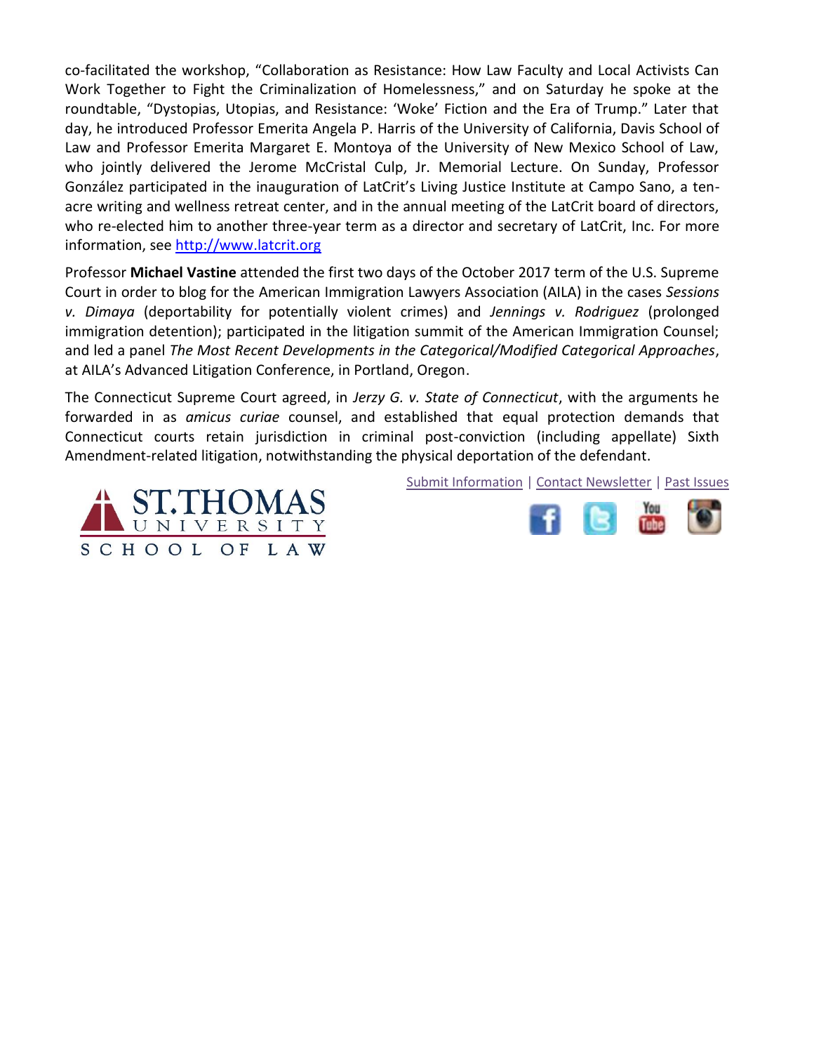co-facilitated the workshop, "Collaboration as Resistance: How Law Faculty and Local Activists Can Work Together to Fight the Criminalization of Homelessness," and on Saturday he spoke at the roundtable, "Dystopias, Utopias, and Resistance: 'Woke' Fiction and the Era of Trump." Later that day, he introduced Professor Emerita Angela P. Harris of the University of California, Davis School of Law and Professor Emerita Margaret E. Montoya of the University of New Mexico School of Law, who jointly delivered the Jerome McCristal Culp, Jr. Memorial Lecture. On Sunday, Professor González participated in the inauguration of LatCrit's Living Justice Institute at Campo Sano, a ten-acre writing and wellness retreat center, and in the annual meeting of the LatCrit board of directors, who re-elected him to another three-year term as a director and secretary of LatCrit, Inc. For more information, see [http://www.latcrit.org](http://www.latcrit.org)

Professor **Michael Vastine** attended the first two days of the October 2017 term of the U.S. Supreme Court in order to blog for the American Immigration Lawyers Association (AILA) in the cases *Sessions v. Dimaya* (deportability for potentially violent crimes) and *Jennings v. Rodriguez* (prolonged immigration detention); participated in the litigation summit of the American Immigration Counsel; and led a panel *The Most Recent Developments in the Categorical/Modified Categorical Approaches*, at AILA's Advanced Litigation Conference, in Portland, Oregon.

The Connecticut Supreme Court agreed, in *Jerzy G. v. State of Connecticut*, with the arguments he forwarded in as *amicus curiae* counsel, and established that equal protection demands that Connecticut courts retain jurisdiction in criminal post-conviction (including appellate) Sixth Amendment-related litigation, notwithstanding the physical deportation of the defendant.

ST.THOMAS UNIVERSITY SCHOOL OF LAW

Submit Information | Contact Newsletter | Past Issues